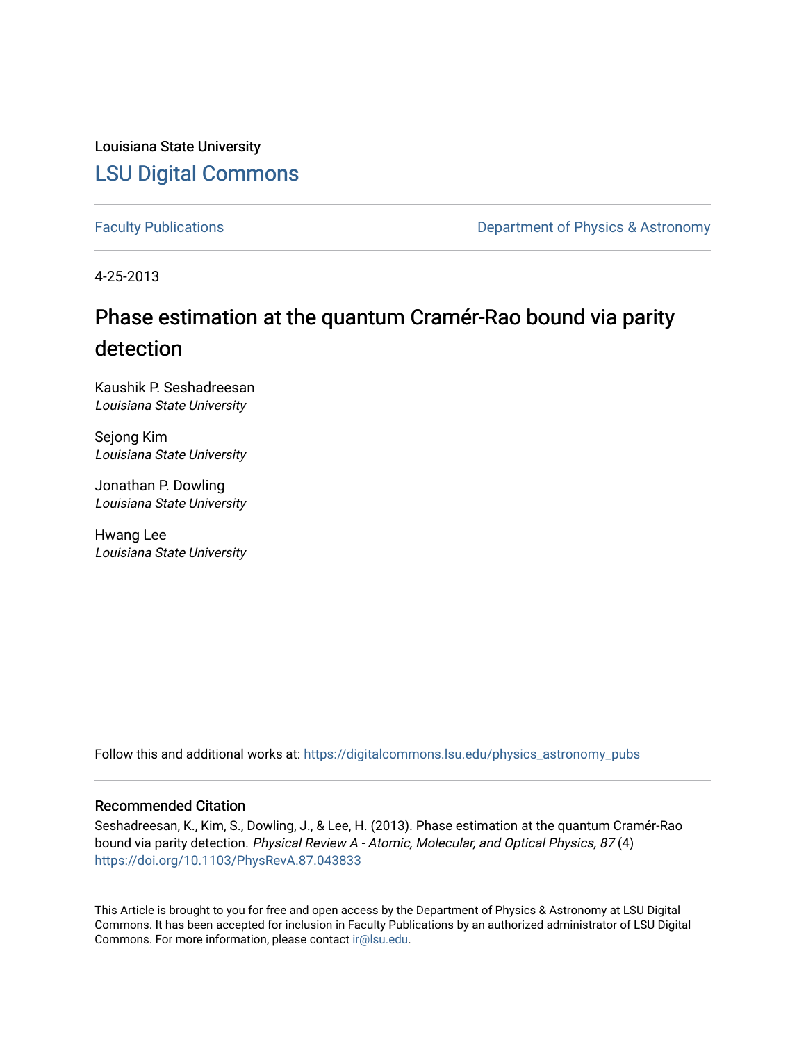Louisiana State University

LSU Digital Commons

Faculty Publications

Department of Physics & Astronomy

4-25-2013

# Phase estimation at the quantum Cramér-Rao bound via parity detection

Kaushik P. Seshadreesan
*Louisiana State University*

Sejong Kim
*Louisiana State University*

Jonathan P. Dowling
*Louisiana State University*

Hwang Lee
*Louisiana State University*

Follow this and additional works at: https://digitalcommons.lsu.edu/physics_astronomy_pubs

### Recommended Citation

Seshadreesan, K., Kim, S., Dowling, J., & Lee, H. (2013). Phase estimation at the quantum Cramér-Rao bound via parity detection. *Physical Review A - Atomic, Molecular, and Optical Physics, 87* (4) https://doi.org/10.1103/PhysRevA.87.043833

This Article is brought to you for free and open access by the Department of Physics & Astronomy at LSU Digital Commons. It has been accepted for inclusion in Faculty Publications by an authorized administrator of LSU Digital Commons. For more information, please contact ir@lsu.edu.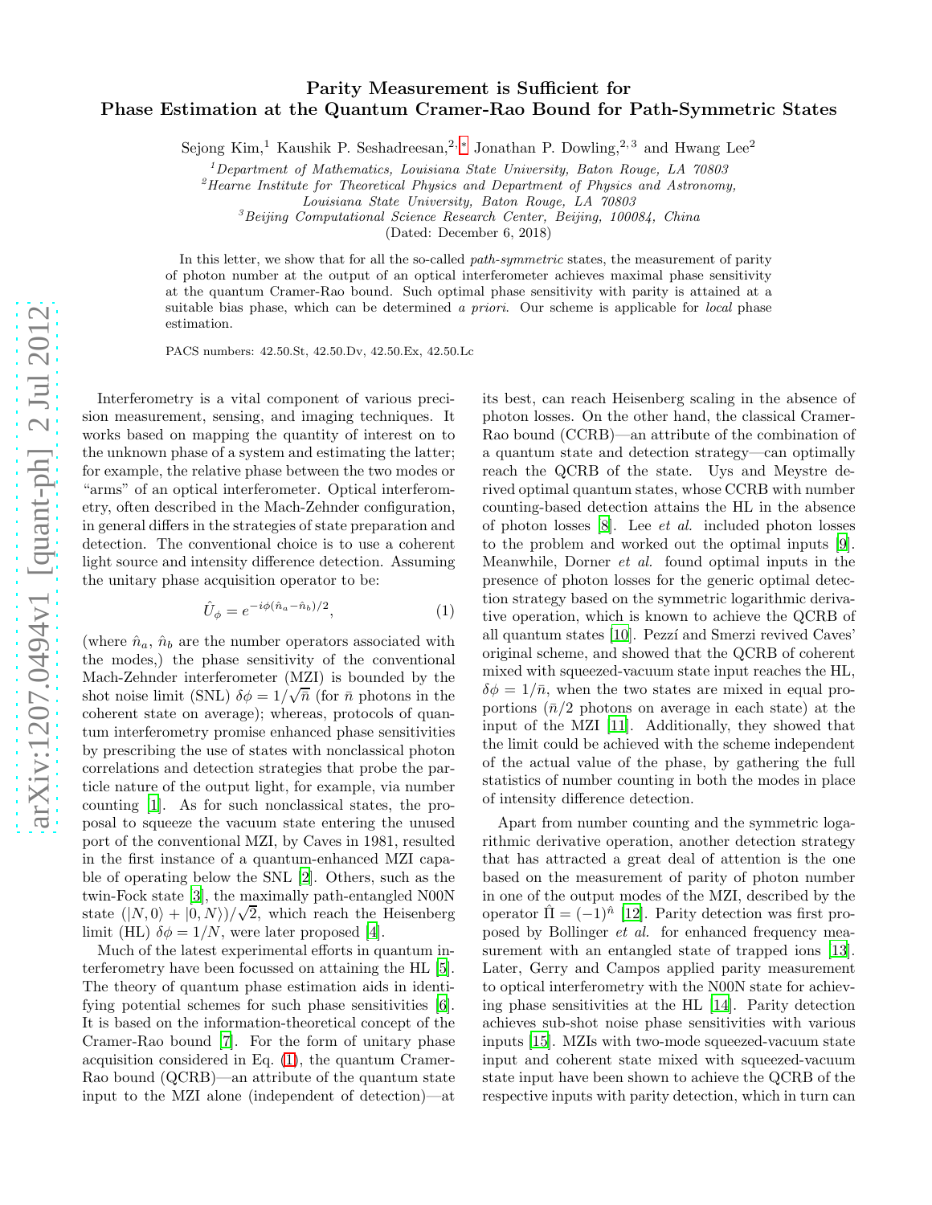# Parity Measurement is Sufficient for Phase Estimation at the Quantum Cramer-Rao Bound for Path-Symmetric States

Sejong Kim,[1] Kaushik P. Seshadreesan,[2,*] Jonathan P. Dowling,[2,3] and Hwang Lee[2]

[1]*Department of Mathematics, Louisiana State University, Baton Rouge, LA 70803*
[2]*Hearne Institute for Theoretical Physics and Department of Physics and Astronomy, Louisiana State University, Baton Rouge, LA 70803*
[3]*Beijing Computational Science Research Center, Beijing, 100084, China*

(Dated: December 6, 2018)

In this letter, we show that for all the so-called *path-symmetric* states, the measurement of parity of photon number at the output of an optical interferometer achieves maximal phase sensitivity at the quantum Cramer-Rao bound. Such optimal phase sensitivity with parity is attained at a suitable bias phase, which can be determined *a priori*. Our scheme is applicable for *local* phase estimation.

PACS numbers: 42.50.St, 42.50.Dv, 42.50.Ex, 42.50.Lc

Interferometry is a vital component of various precision measurement, sensing, and imaging techniques. It works based on mapping the quantity of interest on to the unknown phase of a system and estimating the latter; for example, the relative phase between the two modes or "arms" of an optical interferometer. Optical interferometry, often described in the Mach-Zehnder configuration, in general differs in the strategies of state preparation and detection. The conventional choice is to use a coherent light source and intensity difference detection. Assuming the unitary phase acquisition operator to be:

$$\hat{U}_\phi = e^{-i\phi(\hat{n}_a - \hat{n}_b)/2}, \tag{1}$$

(where $\hat{n}_a$, $\hat{n}_b$ are the number operators associated with the modes,) the phase sensitivity of the conventional Mach-Zehnder interferometer (MZI) is bounded by the shot noise limit (SNL) $\delta\phi = 1/\sqrt{\bar{n}}$ (for $\bar{n}$ photons in the coherent state on average); whereas, protocols of quantum interferometry promise enhanced phase sensitivities by prescribing the use of states with nonclassical photon correlations and detection strategies that probe the particle nature of the output light, for example, via number counting [1]. As for such nonclassical states, the proposal to squeeze the vacuum state entering the unused port of the conventional MZI, by Caves in 1981, resulted in the first instance of a quantum-enhanced MZI capable of operating below the SNL [2]. Others, such as the twin-Fock state [3], the maximally path-entangled N00N state $(|N,0\rangle + |0,N\rangle)/\sqrt{2}$, which reach the Heisenberg limit (HL) $\delta\phi = 1/N$, were later proposed [4].

Much of the latest experimental efforts in quantum interferometry have been focussed on attaining the HL [5]. The theory of quantum phase estimation aids in identifying potential schemes for such phase sensitivities [6]. It is based on the information-theoretical concept of the Cramer-Rao bound [7]. For the form of unitary phase acquisition considered in Eq. (1), the quantum Cramer-Rao bound (QCRB)—an attribute of the quantum state input to the MZI alone (independent of detection)—at its best, can reach Heisenberg scaling in the absence of photon losses. On the other hand, the classical Cramer-Rao bound (CCRB)—an attribute of the combination of a quantum state and detection strategy—can optimally reach the QCRB of the state. Uys and Meystre derived optimal quantum states, whose CCRB with number counting-based detection attains the HL in the absence of photon losses [8]. Lee *et al.* included photon losses to the problem and worked out the optimal inputs [9]. Meanwhile, Dorner *et al.* found optimal inputs in the presence of photon losses for the generic optimal detection strategy based on the symmetric logarithmic derivative operation, which is known to achieve the QCRB of all quantum states [10]. Pezzí and Smerzi revived Caves' original scheme, and showed that the QCRB of coherent mixed with squeezed-vacuum state input reaches the HL, $\delta\phi = 1/\bar{n}$, when the two states are mixed in equal proportions ($\bar{n}/2$ photons on average in each state) at the input of the MZI [11]. Additionally, they showed that the limit could be achieved with the scheme independent of the actual value of the phase, by gathering the full statistics of number counting in both the modes in place of intensity difference detection.

Apart from number counting and the symmetric logarithmic derivative operation, another detection strategy that has attracted a great deal of attention is the one based on the measurement of parity of photon number in one of the output modes of the MZI, described by the operator $\hat{\Pi} = (-1)^{\hat{n}}$ [12]. Parity detection was first proposed by Bollinger *et al.* for enhanced frequency measurement with an entangled state of trapped ions [13]. Later, Gerry and Campos applied parity measurement to optical interferometry with the N00N state for achieving phase sensitivities at the HL [14]. Parity detection achieves sub-shot noise phase sensitivities with various inputs [15]. MZIs with two-mode squeezed-vacuum state input and coherent state mixed with squeezed-vacuum state input have been shown to achieve the QCRB of the respective inputs with parity detection, which in turn can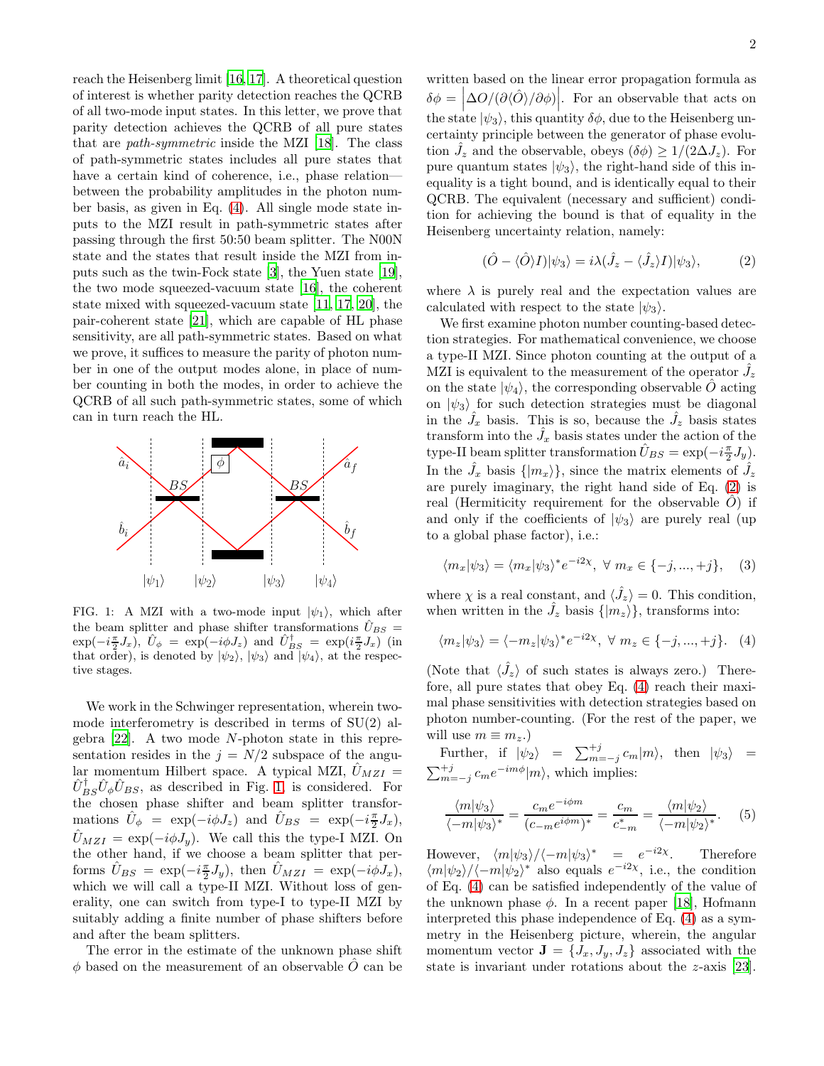reach the Heisenberg limit [16, 17]. A theoretical question of interest is whether parity detection reaches the QCRB of all two-mode input states. In this letter, we prove that parity detection achieves the QCRB of all pure states that are *path-symmetric* inside the MZI [18]. The class of path-symmetric states includes all pure states that have a certain kind of coherence, i.e., phase relation—between the probability amplitudes in the photon number basis, as given in Eq. (4). All single mode state inputs to the MZI result in path-symmetric states after passing through the first 50:50 beam splitter. The N00N state and the states that result inside the MZI from inputs such as the twin-Fock state [3], the Yuen state [19], the two mode squeezed-vacuum state [16], the coherent state mixed with squeezed-vacuum state [11, 17, 20], the pair-coherent state [21], which are capable of HL phase sensitivity, are all path-symmetric states. Based on what we prove, it suffices to measure the parity of photon number in one of the output modes alone, in place of number counting in both the modes, in order to achieve the QCRB of all such path-symmetric states, some of which can in turn reach the HL.

FIG. 1: A MZI with a two-mode input $|\psi_1\rangle$, which after the beam splitter and phase shifter transformations $\hat{U}_{BS} = \exp(-i\frac{\pi}{2}J_x)$, $\hat{U}_\phi = \exp(-i\phi J_z)$ and $\hat{U}_{BS}^\dagger = \exp(i\frac{\pi}{2}J_x)$ (in that order), is denoted by $|\psi_2\rangle$, $|\psi_3\rangle$ and $|\psi_4\rangle$, at the respective stages.

We work in the Schwinger representation, wherein two-mode interferometry is described in terms of SU(2) algebra [22]. A two mode $N$-photon state in this representation resides in the $j = N/2$ subspace of the angular momentum Hilbert space. A typical MZI, $\hat{U}_{MZI} = \hat{U}_{BS}^\dagger \hat{U}_\phi \hat{U}_{BS}$, as described in Fig. 1, is considered. For the chosen phase shifter and beam splitter transformations $\hat{U}_\phi = \exp(-i\phi J_z)$ and $\hat{U}_{BS} = \exp(-i\frac{\pi}{2}J_x)$, $\hat{U}_{MZI} = \exp(-i\phi J_y)$. We call this the type-I MZI. On the other hand, if we choose a beam splitter that performs $\hat{U}_{BS} = \exp(-i\frac{\pi}{2}J_y)$, then $\hat{U}_{MZI} = \exp(-i\phi J_x)$, which we will call a type-II MZI. Without loss of generality, one can switch from type-I to type-II MZI by suitably adding a finite number of phase shifters before and after the beam splitters.

The error in the estimate of the unknown phase shift $\phi$ based on the measurement of an observable $\hat{O}$ can be written based on the linear error propagation formula as $\delta\phi = \left|\Delta O/(\partial\langle\hat{O}\rangle/\partial\phi)\right|$. For an observable that acts on the state $|\psi_3\rangle$, this quantity $\delta\phi$, due to the Heisenberg uncertainty principle between the generator of phase evolution $\hat{J}_z$ and the observable, obeys $(\delta\phi) \geq 1/(2\Delta J_z)$. For pure quantum states $|\psi_3\rangle$, the right-hand side of this inequality is a tight bound, and is identically equal to their QCRB. The equivalent (necessary and sufficient) condition for achieving the bound is that of equality in the Heisenberg uncertainty relation, namely:

$$(\hat{O} - \langle\hat{O}\rangle I)|\psi_3\rangle = i\lambda(\hat{J}_z - \langle\hat{J}_z\rangle I)|\psi_3\rangle, \tag{2}$$

where $\lambda$ is purely real and the expectation values are calculated with respect to the state $|\psi_3\rangle$.

We first examine photon number counting-based detection strategies. For mathematical convenience, we choose a type-II MZI. Since photon counting at the output of a MZI is equivalent to the measurement of the operator $\hat{J}_z$ on the state $|\psi_4\rangle$, the corresponding observable $\hat{O}$ acting on $|\psi_3\rangle$ for such detection strategies must be diagonal in the $\hat{J}_x$ basis. This is so, because the $\hat{J}_z$ basis states transform into the $\hat{J}_x$ basis states under the action of the type-II beam splitter transformation $\hat{U}_{BS} = \exp(-i\frac{\pi}{2}J_y)$. In the $\hat{J}_x$ basis $\{|m_x\rangle\}$, since the matrix elements of $\hat{J}_z$ are purely imaginary, the right hand side of Eq. (2) is real (Hermiticity requirement for the observable $\hat{O}$) if and only if the coefficients of $|\psi_3\rangle$ are purely real (up to a global phase factor), i.e.:

$$\langle m_x|\psi_3\rangle = \langle m_x|\psi_3\rangle^* e^{-i2\chi}, \ \forall \ m_x \in \{-j, ..., +j\}, \tag{3}$$

where $\chi$ is a real constant, and $\langle\hat{J}_z\rangle = 0$. This condition, when written in the $\hat{J}_z$ basis $\{|m_z\rangle\}$, transforms into:

$$\langle m_z|\psi_3\rangle = \langle -m_z|\psi_3\rangle^* e^{-i2\chi}, \ \forall \ m_z \in \{-j, ..., +j\}. \tag{4}$$

(Note that $\langle\hat{J}_z\rangle$ of such states is always zero.) Therefore, all pure states that obey Eq. (4) reach their maximal phase sensitivities with detection strategies based on photon number-counting. (For the rest of the paper, we will use $m \equiv m_z$.)

Further, if $|\psi_2\rangle = \sum_{m=-j}^{+j} c_m|m\rangle$, then $|\psi_3\rangle = \sum_{m=-j}^{+j} c_m e^{-im\phi}|m\rangle$, which implies:

$$\frac{\langle m|\psi_3\rangle}{\langle -m|\psi_3\rangle^*} = \frac{c_m e^{-i\phi m}}{(c_{-m}e^{i\phi m})^*} = \frac{c_m}{c_{-m}^*} = \frac{\langle m|\psi_2\rangle}{\langle -m|\psi_2\rangle^*}. \tag{5}$$

However, $\langle m|\psi_3\rangle/\langle -m|\psi_3\rangle^* = e^{-i2\chi}$. Therefore $\langle m|\psi_2\rangle/\langle -m|\psi_2\rangle^*$ also equals $e^{-i2\chi}$, i.e., the condition of Eq. (4) can be satisfied independently of the value of the unknown phase $\phi$. In a recent paper [18], Hofmann interpreted this phase independence of Eq. (4) as a symmetry in the Heisenberg picture, wherein, the angular momentum vector $\mathbf{J} = \{J_x, J_y, J_z\}$ associated with the state is invariant under rotations about the $z$-axis [23].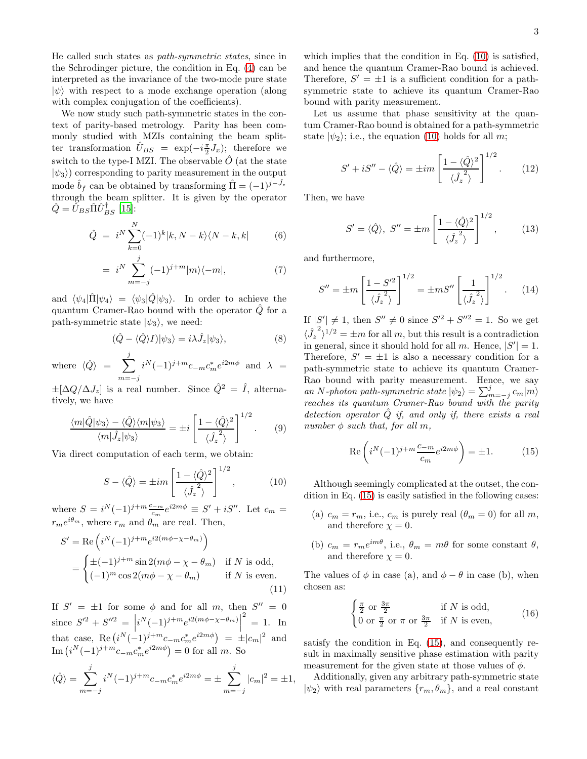He called such states as *path-symmetric states*, since in the Schrodinger picture, the condition in Eq. (4) can be interpreted as the invariance of the two-mode pure state $|\psi\rangle$ with respect to a mode exchange operation (along with complex conjugation of the coefficients).

We now study such path-symmetric states in the context of parity-based metrology. Parity has been commonly studied with MZIs containing the beam splitter transformation $\hat{U}_{BS} = \exp(-i\frac{\pi}{2}J_x)$; therefore we switch to the type-I MZI. The observable $\hat{O}$ (at the state $|\psi_3\rangle$) corresponding to parity measurement in the output mode $\hat{b}_f$ can be obtained by transforming $\hat{\Pi} = (-1)^{j-\hat{J}_z}$ through the beam splitter. It is given by the operator $\hat{Q} = \hat{U}_{BS}\hat{\Pi}\hat{U}^\dagger_{BS}$ [15]:

$$\hat{Q} = i^N \sum_{k=0}^{N} (-1)^k |k, N-k\rangle\langle N-k, k| \tag{6}$$

$$= i^N \sum_{m=-j}^{j} (-1)^{j+m} |m\rangle\langle -m|, \tag{7}$$

and $\langle\psi_4|\hat{\Pi}|\psi_4\rangle = \langle\psi_3|\hat{Q}|\psi_3\rangle$. In order to achieve the quantum Cramer-Rao bound with the operator $\hat{Q}$ for a path-symmetric state $|\psi_3\rangle$, we need:

$$(\hat{Q} - \langle\hat{Q}\rangle I)|\psi_3\rangle = i\lambda\hat{J}_z|\psi_3\rangle, \tag{8}$$

where $\langle\hat{Q}\rangle = \sum_{m=-j}^{j} i^N(-1)^{j+m}c_{-m}c^*_m e^{i2m\phi}$ and $\lambda = \pm[\Delta Q/\Delta J_z]$ is a real number. Since $\hat{Q}^2 = \hat{I}$, alternatively, we have

$$\frac{\langle m|\hat{Q}|\psi_3\rangle - \langle\hat{Q}\rangle\langle m|\psi_3\rangle}{\langle m|\hat{J}_z|\psi_3\rangle} = \pm i\left[\frac{1-\langle\hat{Q}\rangle^2}{\langle\hat{J}_z^{\,2}\rangle}\right]^{1/2}. \tag{9}$$

Via direct computation of each term, we obtain:

$$S - \langle\hat{Q}\rangle = \pm im\left[\frac{1-\langle\hat{Q}\rangle^2}{\langle\hat{J}_z^{\,2}\rangle}\right]^{1/2}, \tag{10}$$

where $S = i^N(-1)^{j+m}\frac{c_{-m}}{c_m}e^{i2m\phi} \equiv S' + iS''$. Let $c_m = r_m e^{i\theta_m}$, where $r_m$ and $\theta_m$ are real. Then,

$$S' = \mathrm{Re}\left(i^N(-1)^{j+m}e^{i2(m\phi-\chi-\theta_m)}\right)$$
$$= \begin{cases} \pm(-1)^{j+m}\sin 2(m\phi-\chi-\theta_m) & \text{if } N \text{ is odd,} \\ (-1)^m\cos 2(m\phi-\chi-\theta_m) & \text{if } N \text{ is even.} \end{cases} \tag{11}$$

If $S' = \pm 1$ for some $\phi$ and for all $m$, then $S'' = 0$ since $S'^2 + S''^2 = \left|i^N(-1)^{j+m}e^{i2(m\phi-\chi-\theta_m)}\right|^2 = 1$. In that case, $\mathrm{Re}\left(i^N(-1)^{j+m}c_{-m}c^*_m e^{i2m\phi}\right) = \pm|c_m|^2$ and $\mathrm{Im}\left(i^N(-1)^{j+m}c_{-m}c^*_m e^{i2m\phi}\right) = 0$ for all $m$. So

$$\langle\hat{Q}\rangle = \sum_{m=-j}^{j} i^N(-1)^{j+m}c_{-m}c^*_m e^{i2m\phi} = \pm\sum_{m=-j}^{j}|c_m|^2 = \pm 1,$$

which implies that the condition in Eq. (10) is satisfied, and hence the quantum Cramer-Rao bound is achieved. Therefore, $S' = \pm 1$ is a sufficient condition for a path-symmetric state to achieve its quantum Cramer-Rao bound with parity measurement.

Let us assume that phase sensitivity at the quantum Cramer-Rao bound is obtained for a path-symmetric state $|\psi_2\rangle$; i.e., the equation (10) holds for all $m$;

$$S' + iS'' - \langle\hat{Q}\rangle = \pm im\left[\frac{1-\langle\hat{Q}\rangle^2}{\langle\hat{J}_z^{\,2}\rangle}\right]^{1/2}. \tag{12}$$

Then, we have

$$S' = \langle\hat{Q}\rangle,\ S'' = \pm m\left[\frac{1-\langle\hat{Q}\rangle^2}{\langle\hat{J}_z^{\,2}\rangle}\right]^{1/2}, \tag{13}$$

and furthermore,

$$S'' = \pm m\left[\frac{1-S'^2}{\langle\hat{J}_z^{\,2}\rangle}\right]^{1/2} = \pm mS''\left[\frac{1}{\langle\hat{J}_z^{\,2}\rangle}\right]^{1/2}. \tag{14}$$

If $|S'| \neq 1$, then $S'' \neq 0$ since $S'^2 + S''^2 = 1$. So we get $\langle\hat{J}_z^{\,2}\rangle^{1/2} = \pm m$ for all $m$, but this result is a contradiction in general, since it should hold for all $m$. Hence, $|S'| = 1$. Therefore, $S' = \pm 1$ is also a necessary condition for a path-symmetric state to achieve its quantum Cramer-Rao bound with parity measurement. Hence, we say *an $N$-photon path-symmetric state $|\psi_2\rangle = \sum_{m=-j}^{j} c_m|m\rangle$ reaches its quantum Cramer-Rao bound with the parity detection operator $\hat{Q}$ if, and only if, there exists a real number $\phi$ such that, for all $m$,*

$$\mathrm{Re}\left(i^N(-1)^{j+m}\frac{c_{-m}}{c_m}e^{i2m\phi}\right) = \pm 1. \tag{15}$$

Although seemingly complicated at the outset, the condition in Eq. (15) is easily satisfied in the following cases:

(a) $c_m = r_m$, i.e., $c_m$ is purely real ($\theta_m = 0$) for all $m$, and therefore $\chi = 0$.

(b) $c_m = r_m e^{im\theta}$, i.e., $\theta_m = m\theta$ for some constant $\theta$, and therefore $\chi = 0$.

The values of $\phi$ in case (a), and $\phi - \theta$ in case (b), when chosen as:

$$\begin{cases} \frac{\pi}{2} \text{ or } \frac{3\pi}{2} & \text{if } N \text{ is odd,} \\ 0 \text{ or } \frac{\pi}{2} \text{ or } \pi \text{ or } \frac{3\pi}{2} & \text{if } N \text{ is even,} \end{cases} \tag{16}$$

satisfy the condition in Eq. (15), and consequently result in maximally sensitive phase estimation with parity measurement for the given state at those values of $\phi$.

Additionally, given any arbitrary path-symmetric state $|\psi_2\rangle$ with real parameters $\{r_m, \theta_m\}$, and a real constant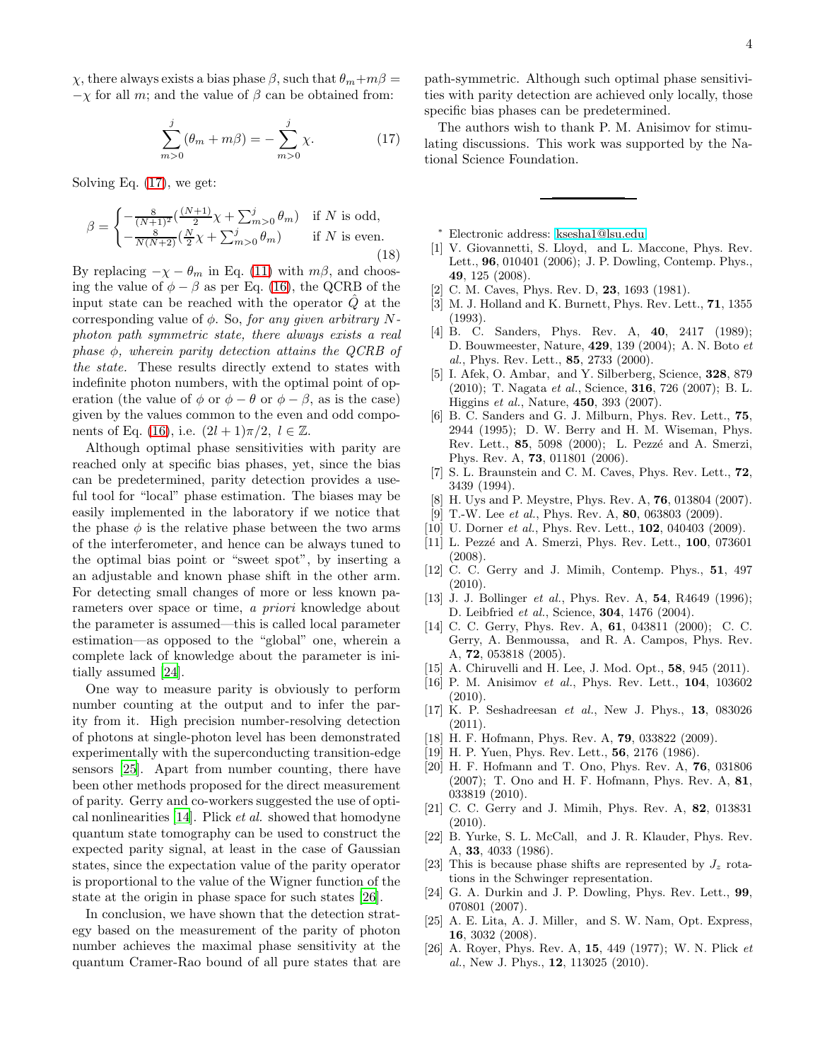$\chi$, there always exists a bias phase $\beta$, such that $\theta_m + m\beta = -\chi$ for all $m$; and the value of $\beta$ can be obtained from:

$$\sum_{m>0}^{j} (\theta_m + m\beta) = -\sum_{m>0}^{j} \chi. \tag{17}$$

Solving Eq. (17), we get:

$$\beta = \begin{cases} -\frac{8}{(N+1)^2}\left(\frac{(N+1)}{2}\chi + \sum_{m>0}^{j} \theta_m\right) & \text{if } N \text{ is odd,} \\ -\frac{8}{N(N+2)}\left(\frac{N}{2}\chi + \sum_{m>0}^{j} \theta_m\right) & \text{if } N \text{ is even.} \end{cases} \tag{18}$$

By replacing $-\chi - \theta_m$ in Eq. (11) with $m\beta$, and choosing the value of $\phi - \beta$ as per Eq. (16), the QCRB of the input state can be reached with the operator $\hat{Q}$ at the corresponding value of $\phi$. So, *for any given arbitrary $N$-photon path symmetric state, there always exists a real phase $\phi$, wherein parity detection attains the QCRB of the state.* These results directly extend to states with indefinite photon numbers, with the optimal point of operation (the value of $\phi$ or $\phi - \theta$ or $\phi - \beta$, as is the case) given by the values common to the even and odd components of Eq. (16), i.e. $(2l+1)\pi/2,\ l \in \mathbb{Z}$.

Although optimal phase sensitivities with parity are reached only at specific bias phases, yet, since the bias can be predetermined, parity detection provides a useful tool for "local" phase estimation. The biases may be easily implemented in the laboratory if we notice that the phase $\phi$ is the relative phase between the two arms of the interferometer, and hence can be always tuned to the optimal bias point or "sweet spot", by inserting a an adjustable and known phase shift in the other arm. For detecting small changes of more or less known parameters over space or time, *a priori* knowledge about the parameter is assumed—this is called local parameter estimation—as opposed to the "global" one, wherein a complete lack of knowledge about the parameter is initially assumed [24].

One way to measure parity is obviously to perform number counting at the output and to infer the parity from it. High precision number-resolving detection of photons at single-photon level has been demonstrated experimentally with the superconducting transition-edge sensors [25]. Apart from number counting, there have been other methods proposed for the direct measurement of parity. Gerry and co-workers suggested the use of optical nonlinearities [14]. Plick *et al.* showed that homodyne quantum state tomography can be used to construct the expected parity signal, at least in the case of Gaussian states, since the expectation value of the parity operator is proportional to the value of the Wigner function of the state at the origin in phase space for such states [26].

In conclusion, we have shown that the detection strategy based on the measurement of the parity of photon number achieves the maximal phase sensitivity at the quantum Cramer-Rao bound of all pure states that are path-symmetric. Although such optimal phase sensitivities with parity detection are achieved only locally, those specific bias phases can be predetermined.

The authors wish to thank P. M. Anisimov for stimulating discussions. This work was supported by the National Science Foundation.

---

\* Electronic address: ksesha1@lsu.edu

[1] V. Giovannetti, S. Lloyd, and L. Maccone, Phys. Rev. Lett., **96**, 010401 (2006); J. P. Dowling, Contemp. Phys., **49**, 125 (2008).

[2] C. M. Caves, Phys. Rev. D, **23**, 1693 (1981).

[3] M. J. Holland and K. Burnett, Phys. Rev. Lett., **71**, 1355 (1993).

[4] B. C. Sanders, Phys. Rev. A, **40**, 2417 (1989); D. Bouwmeester, Nature, **429**, 139 (2004); A. N. Boto *et al.*, Phys. Rev. Lett., **85**, 2733 (2000).

[5] I. Afek, O. Ambar, and Y. Silberberg, Science, **328**, 879 (2010); T. Nagata *et al.*, Science, **316**, 726 (2007); B. L. Higgins *et al.*, Nature, **450**, 393 (2007).

[6] B. C. Sanders and G. J. Milburn, Phys. Rev. Lett., **75**, 2944 (1995); D. W. Berry and H. M. Wiseman, Phys. Rev. Lett., **85**, 5098 (2000); L. Pezzé and A. Smerzi, Phys. Rev. A, **73**, 011801 (2006).

[7] S. L. Braunstein and C. M. Caves, Phys. Rev. Lett., **72**, 3439 (1994).

[8] H. Uys and P. Meystre, Phys. Rev. A, **76**, 013804 (2007).

[9] T.-W. Lee *et al.*, Phys. Rev. A, **80**, 063803 (2009).

[10] U. Dorner *et al.*, Phys. Rev. Lett., **102**, 040403 (2009).

[11] L. Pezzé and A. Smerzi, Phys. Rev. Lett., **100**, 073601 (2008).

[12] C. C. Gerry and J. Mimih, Contemp. Phys., **51**, 497 (2010).

[13] J. J. Bollinger *et al.*, Phys. Rev. A, **54**, R4649 (1996); D. Leibfried *et al.*, Science, **304**, 1476 (2004).

[14] C. C. Gerry, Phys. Rev. A, **61**, 043811 (2000); C. C. Gerry, A. Benmoussa, and R. A. Campos, Phys. Rev. A, **72**, 053818 (2005).

[15] A. Chiruvelli and H. Lee, J. Mod. Opt., **58**, 945 (2011).

[16] P. M. Anisimov *et al.*, Phys. Rev. Lett., **104**, 103602 (2010).

[17] K. P. Seshadreesan *et al.*, New J. Phys., **13**, 083026 (2011).

[18] H. F. Hofmann, Phys. Rev. A, **79**, 033822 (2009).

[19] H. P. Yuen, Phys. Rev. Lett., **56**, 2176 (1986).

[20] H. F. Hofmann and T. Ono, Phys. Rev. A, **76**, 031806 (2007); T. Ono and H. F. Hofmann, Phys. Rev. A, **81**, 033819 (2010).

[21] C. C. Gerry and J. Mimih, Phys. Rev. A, **82**, 013831 (2010).

[22] B. Yurke, S. L. McCall, and J. R. Klauder, Phys. Rev. A, **33**, 4033 (1986).

[23] This is because phase shifts are represented by $J_z$ rotations in the Schwinger representation.

[24] G. A. Durkin and J. P. Dowling, Phys. Rev. Lett., **99**, 070801 (2007).

[25] A. E. Lita, A. J. Miller, and S. W. Nam, Opt. Express, **16**, 3032 (2008).

[26] A. Royer, Phys. Rev. A, **15**, 449 (1977); W. N. Plick *et al.*, New J. Phys., **12**, 113025 (2010).